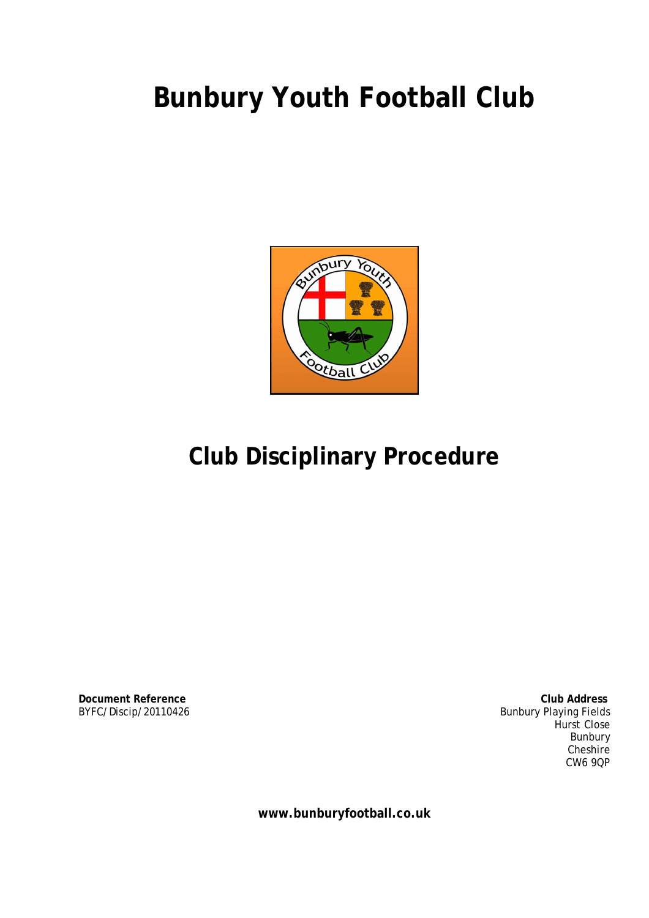# Bunbury Youth Football Club

## Club Disciplinary Procedure

**Document Reference**
BYFC/Discip/20110426

**Club Address**
Bunbury Playing Fields
Hurst Close
Bunbury
Cheshire
CW6 9QP

**www.bunburyfootball.co.uk**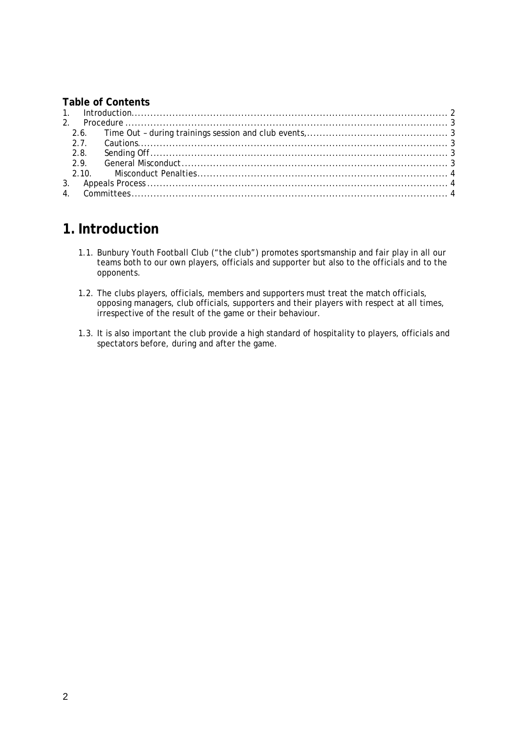**Table of Contents**

1. Introduction .......... 2
2. Procedure .......... 3
   - 2.6. Time Out – during trainings session and club events, .......... 3
   - 2.7. Cautions .......... 3
   - 2.8. Sending Off .......... 3
   - 2.9. General Misconduct .......... 3
   - 2.10. Misconduct Penalties .......... 4
3. Appeals Process .......... 4
4. Committees .......... 4

# 1. Introduction

1.1. Bunbury Youth Football Club ("the club") promotes sportsmanship and fair play in all our teams both to our own players, officials and supporter but also to the officials and to the opponents.

1.2. The clubs players, officials, members and supporters must treat the match officials, opposing managers, club officials, supporters and their players with respect at all times, irrespective of the result of the game or their behaviour.

1.3. It is also important the club provide a high standard of hospitality to players, officials and spectators before, during and after the game.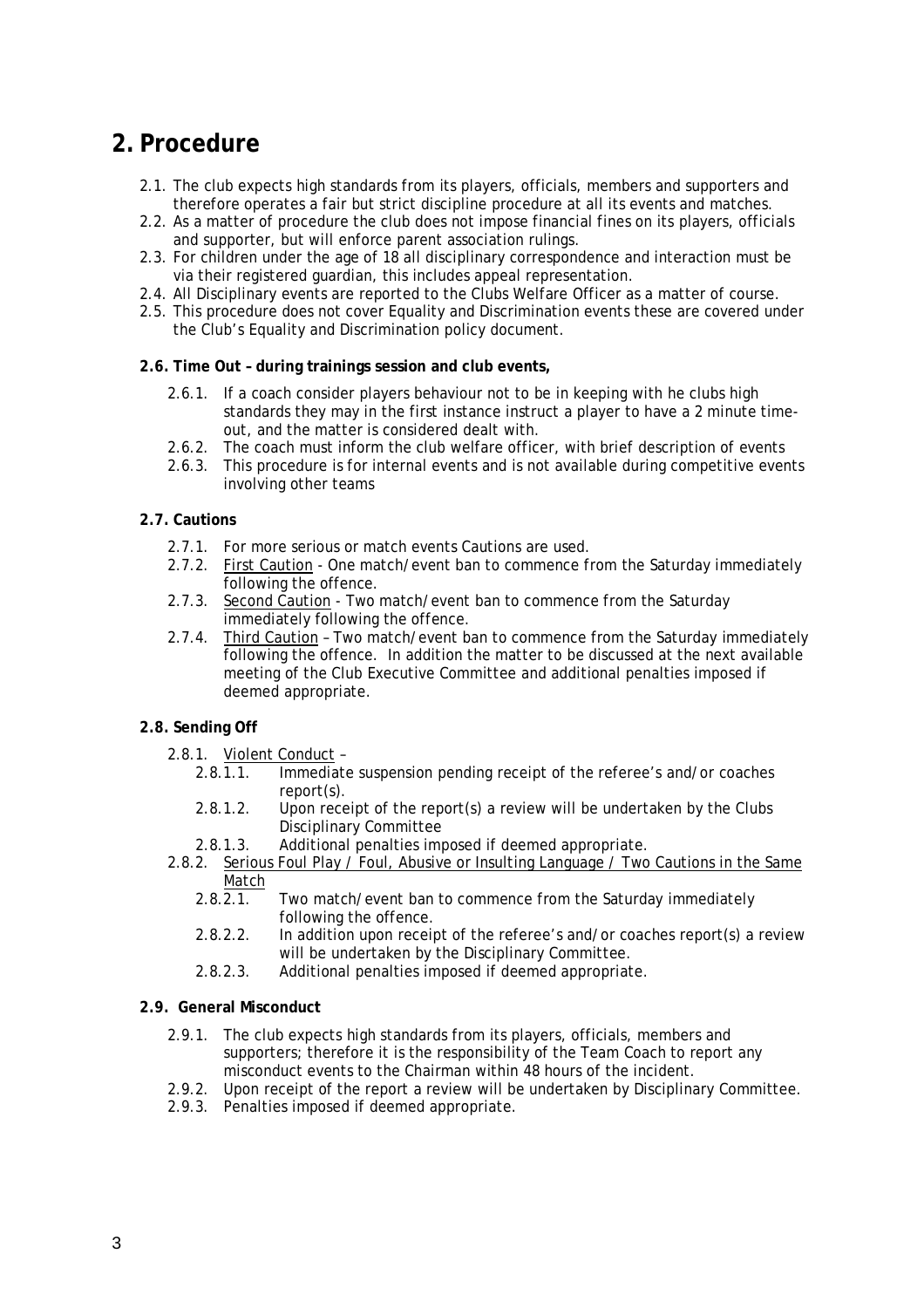# 2. Procedure

2.1. The club expects high standards from its players, officials, members and supporters and therefore operates a fair but strict discipline procedure at all its events and matches.

2.2. As a matter of procedure the club does not impose financial fines on its players, officials and supporter, but will enforce parent association rulings.

2.3. For children under the age of 18 all disciplinary correspondence and interaction must be via their registered guardian, this includes appeal representation.

2.4. All Disciplinary events are reported to the Clubs Welfare Officer as a matter of course.

2.5. This procedure does not cover Equality and Discrimination events these are covered under the Club's Equality and Discrimination policy document.

**2.6. Time Out – during trainings session and club events,**

2.6.1. If a coach consider players behaviour not to be in keeping with he clubs high standards they may in the first instance instruct a player to have a 2 minute time-out, and the matter is considered dealt with.

2.6.2. The coach must inform the club welfare officer, with brief description of events

2.6.3. This procedure is for internal events and is not available during competitive events involving other teams

**2.7. Cautions**

2.7.1. For more serious or match events Cautions are used.

2.7.2. First Caution - One match/event ban to commence from the Saturday immediately following the offence.

2.7.3. Second Caution - Two match/event ban to commence from the Saturday immediately following the offence.

2.7.4. Third Caution – Two match/event ban to commence from the Saturday immediately following the offence. In addition the matter to be discussed at the next available meeting of the Club Executive Committee and additional penalties imposed if deemed appropriate.

**2.8. Sending Off**

2.8.1. Violent Conduct –

2.8.1.1. Immediate suspension pending receipt of the referee's and/or coaches report(s).

2.8.1.2. Upon receipt of the report(s) a review will be undertaken by the Clubs Disciplinary Committee

2.8.1.3. Additional penalties imposed if deemed appropriate.

2.8.2. Serious Foul Play / Foul, Abusive or Insulting Language / Two Cautions in the Same Match

2.8.2.1. Two match/event ban to commence from the Saturday immediately following the offence.

2.8.2.2. In addition upon receipt of the referee's and/or coaches report(s) a review will be undertaken by the Disciplinary Committee.

2.8.2.3. Additional penalties imposed if deemed appropriate.

**2.9. General Misconduct**

2.9.1. The club expects high standards from its players, officials, members and supporters; therefore it is the responsibility of the Team Coach to report any misconduct events to the Chairman within 48 hours of the incident.

2.9.2. Upon receipt of the report a review will be undertaken by Disciplinary Committee.

2.9.3. Penalties imposed if deemed appropriate.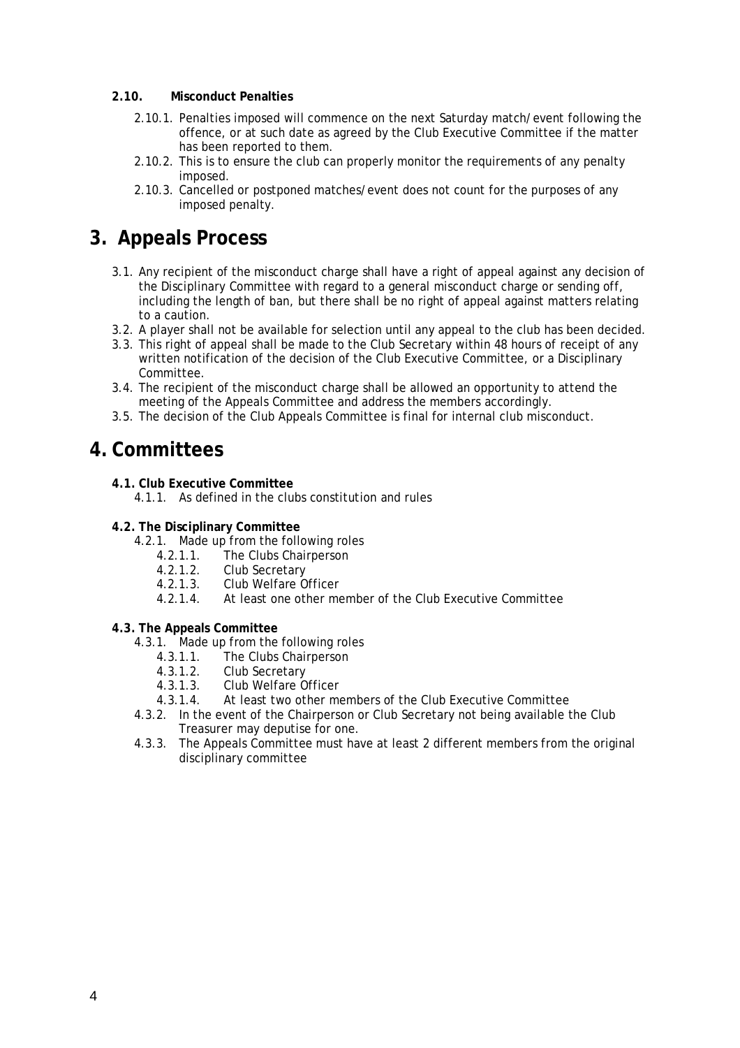**2.10. Misconduct Penalties**

2.10.1. Penalties imposed will commence on the next Saturday match/event following the offence, or at such date as agreed by the Club Executive Committee if the matter has been reported to them.

2.10.2. This is to ensure the club can properly monitor the requirements of any penalty imposed.

2.10.3. Cancelled or postponed matches/event does not count for the purposes of any imposed penalty.

# 3. Appeals Process

3.1. Any recipient of the misconduct charge shall have a right of appeal against any decision of the Disciplinary Committee with regard to a general misconduct charge or sending off, including the length of ban, but there shall be no right of appeal against matters relating to a caution.

3.2. A player shall not be available for selection until any appeal to the club has been decided.

3.3. This right of appeal shall be made to the Club Secretary within 48 hours of receipt of any written notification of the decision of the Club Executive Committee, or a Disciplinary Committee.

3.4. The recipient of the misconduct charge shall be allowed an opportunity to attend the meeting of the Appeals Committee and address the members accordingly.

3.5. The decision of the Club Appeals Committee is final for internal club misconduct.

# 4. Committees

**4.1. Club Executive Committee**

4.1.1. As defined in the clubs constitution and rules

**4.2. The Disciplinary Committee**

4.2.1. Made up from the following roles

- 4.2.1.1. The Clubs Chairperson
- 4.2.1.2. Club Secretary
- 4.2.1.3. Club Welfare Officer
- 4.2.1.4. At least one other member of the Club Executive Committee

**4.3. The Appeals Committee**

4.3.1. Made up from the following roles

- 4.3.1.1. The Clubs Chairperson
- 4.3.1.2. Club Secretary
- 4.3.1.3. Club Welfare Officer
- 4.3.1.4. At least two other members of the Club Executive Committee

4.3.2. In the event of the Chairperson or Club Secretary not being available the Club Treasurer may deputise for one.

4.3.3. The Appeals Committee must have at least 2 different members from the original disciplinary committee